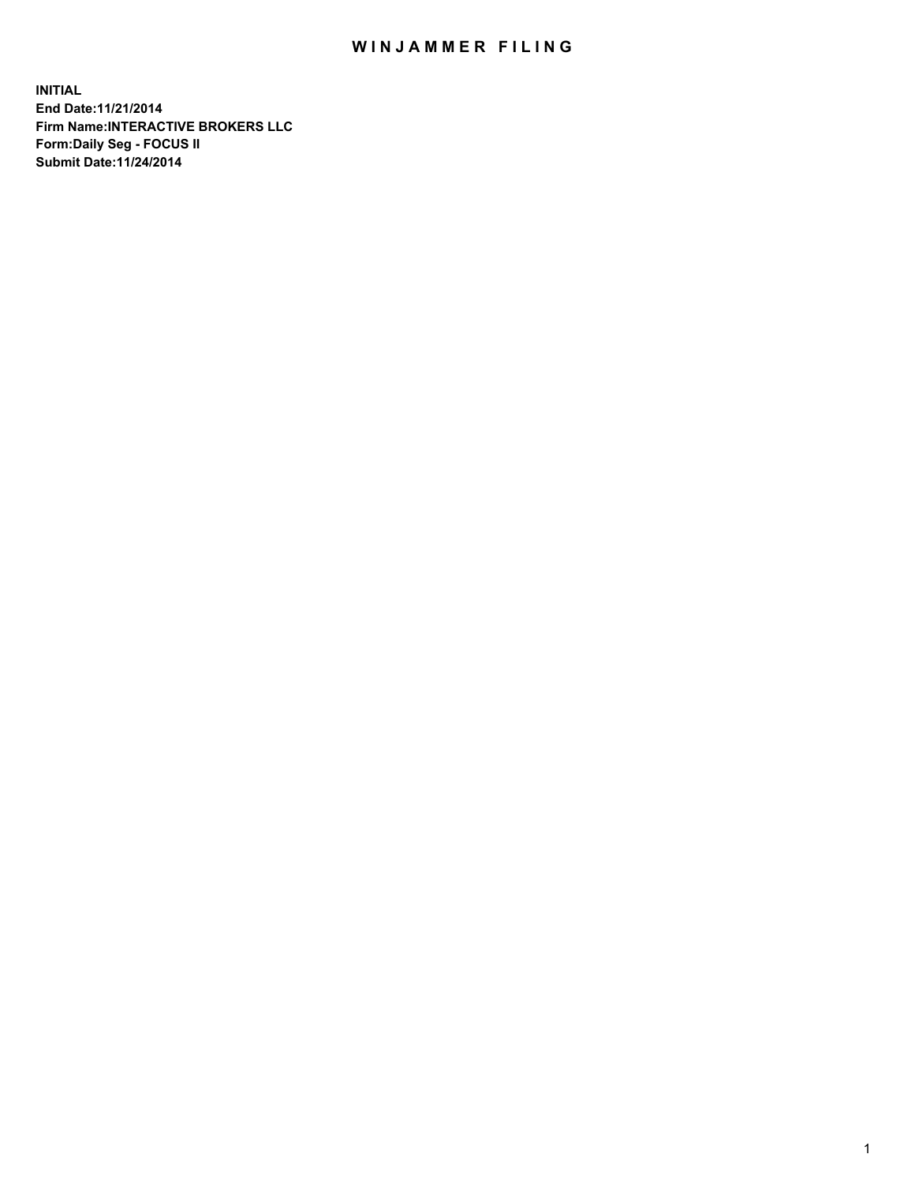# WINJAMMER FILING

**INITIAL**
**End Date:11/21/2014**
**Firm Name:INTERACTIVE BROKERS LLC**
**Form:Daily Seg - FOCUS II**
**Submit Date:11/24/2014**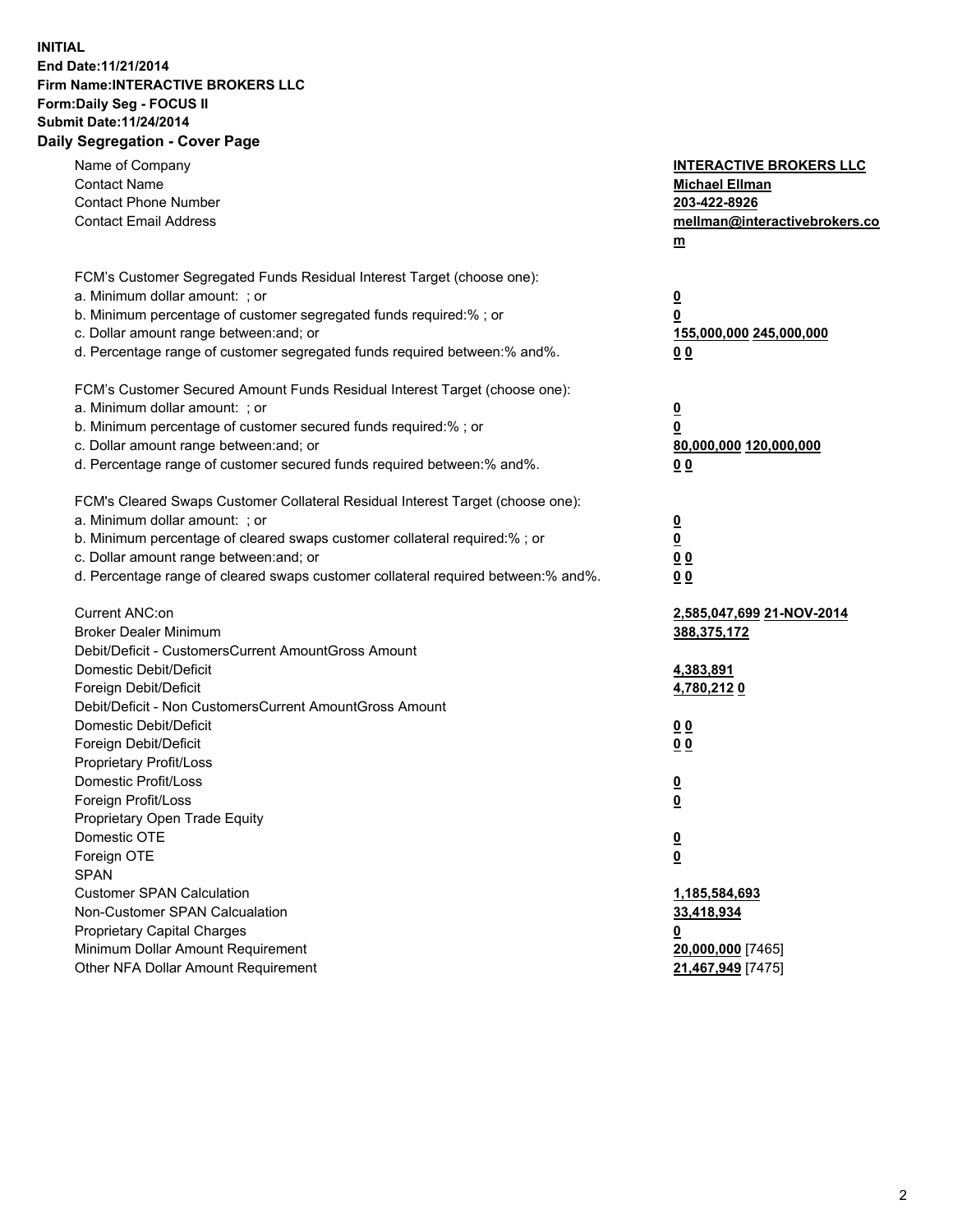**INITIAL**
**End Date:11/21/2014**
**Firm Name:INTERACTIVE BROKERS LLC**
**Form:Daily Seg - FOCUS II**
**Submit Date:11/24/2014**

## Daily Segregation - Cover Page

| | |
|---|---|
| Name of Company | **INTERACTIVE BROKERS LLC** |
| Contact Name | **Michael Ellman** |
| Contact Phone Number | **203-422-8926** |
| Contact Email Address | **mellman@interactivebrokers.com** |
| | |
| FCM's Customer Segregated Funds Residual Interest Target (choose one): | |
| a. Minimum dollar amount: ; or | **0** |
| b. Minimum percentage of customer segregated funds required:% ; or | **0** |
| c. Dollar amount range between:and; or | **155,000,000 245,000,000** |
| d. Percentage range of customer segregated funds required between:% and%. | **0 0** |
| | |
| FCM's Customer Secured Amount Funds Residual Interest Target (choose one): | |
| a. Minimum dollar amount: ; or | **0** |
| b. Minimum percentage of customer secured funds required:% ; or | **0** |
| c. Dollar amount range between:and; or | **80,000,000 120,000,000** |
| d. Percentage range of customer secured funds required between:% and%. | **0 0** |
| | |
| FCM's Cleared Swaps Customer Collateral Residual Interest Target (choose one): | |
| a. Minimum dollar amount: ; or | **0** |
| b. Minimum percentage of cleared swaps customer collateral required:% ; or | **0** |
| c. Dollar amount range between:and; or | **0 0** |
| d. Percentage range of cleared swaps customer collateral required between:% and%. | **0 0** |
| | |
| Current ANC:on | **2,585,047,699 21-NOV-2014** |
| Broker Dealer Minimum | **388,375,172** |
| Debit/Deficit - CustomersCurrent AmountGross Amount | |
| Domestic Debit/Deficit | **4,383,891** |
| Foreign Debit/Deficit | **4,780,212 0** |
| Debit/Deficit - Non CustomersCurrent AmountGross Amount | |
| Domestic Debit/Deficit | **0 0** |
| Foreign Debit/Deficit | **0 0** |
| Proprietary Profit/Loss | |
| Domestic Profit/Loss | **0** |
| Foreign Profit/Loss | **0** |
| Proprietary Open Trade Equity | |
| Domestic OTE | **0** |
| Foreign OTE | **0** |
| SPAN | |
| Customer SPAN Calculation | **1,185,584,693** |
| Non-Customer SPAN Calcualation | **33,418,934** |
| Proprietary Capital Charges | **0** |
| Minimum Dollar Amount Requirement | **20,000,000** [7465] |
| Other NFA Dollar Amount Requirement | **21,467,949** [7475] |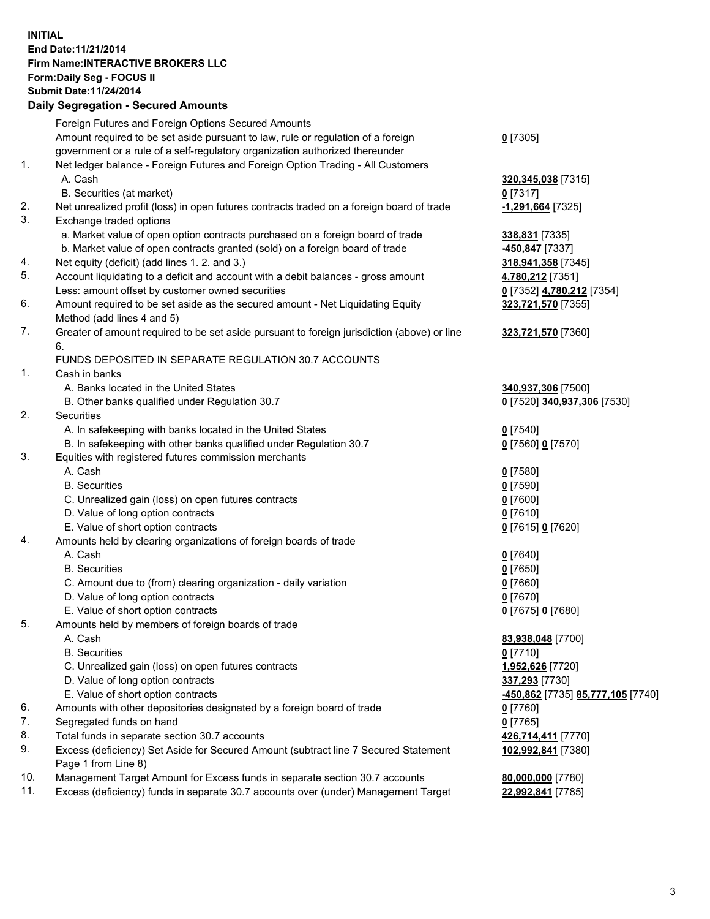**INITIAL**
**End Date:11/21/2014**
**Firm Name:INTERACTIVE BROKERS LLC**
**Form:Daily Seg - FOCUS II**
**Submit Date:11/24/2014**
**Daily Segregation - Secured Amounts**

| | | |
|---|---|---|
| | Foreign Futures and Foreign Options Secured Amounts | |
| | Amount required to be set aside pursuant to law, rule or regulation of a foreign government or a rule of a self-regulatory organization authorized thereunder | **0** [7305] |
| 1. | Net ledger balance - Foreign Futures and Foreign Option Trading - All Customers | |
| | A. Cash | **320,345,038** [7315] |
| | B. Securities (at market) | **0** [7317] |
| 2. | Net unrealized profit (loss) in open futures contracts traded on a foreign board of trade | **-1,291,664** [7325] |
| 3. | Exchange traded options | |
| | a. Market value of open option contracts purchased on a foreign board of trade | **338,831** [7335] |
| | b. Market value of open contracts granted (sold) on a foreign board of trade | **-450,847** [7337] |
| 4. | Net equity (deficit) (add lines 1. 2. and 3.) | **318,941,358** [7345] |
| 5. | Account liquidating to a deficit and account with a debit balances - gross amount | **4,780,212** [7351] |
| | Less: amount offset by customer owned securities | **0** [7352] **4,780,212** [7354] |
| 6. | Amount required to be set aside as the secured amount - Net Liquidating Equity Method (add lines 4 and 5) | **323,721,570** [7355] |
| 7. | Greater of amount required to be set aside pursuant to foreign jurisdiction (above) or line 6. | **323,721,570** [7360] |
| | FUNDS DEPOSITED IN SEPARATE REGULATION 30.7 ACCOUNTS | |
| 1. | Cash in banks | |
| | A. Banks located in the United States | **340,937,306** [7500] |
| | B. Other banks qualified under Regulation 30.7 | **0** [7520] **340,937,306** [7530] |
| 2. | Securities | |
| | A. In safekeeping with banks located in the United States | **0** [7540] |
| | B. In safekeeping with other banks qualified under Regulation 30.7 | **0** [7560] **0** [7570] |
| 3. | Equities with registered futures commission merchants | |
| | A. Cash | **0** [7580] |
| | B. Securities | **0** [7590] |
| | C. Unrealized gain (loss) on open futures contracts | **0** [7600] |
| | D. Value of long option contracts | **0** [7610] |
| | E. Value of short option contracts | **0** [7615] **0** [7620] |
| 4. | Amounts held by clearing organizations of foreign boards of trade | |
| | A. Cash | **0** [7640] |
| | B. Securities | **0** [7650] |
| | C. Amount due to (from) clearing organization - daily variation | **0** [7660] |
| | D. Value of long option contracts | **0** [7670] |
| | E. Value of short option contracts | **0** [7675] **0** [7680] |
| 5. | Amounts held by members of foreign boards of trade | |
| | A. Cash | **83,938,048** [7700] |
| | B. Securities | **0** [7710] |
| | C. Unrealized gain (loss) on open futures contracts | **1,952,626** [7720] |
| | D. Value of long option contracts | **337,293** [7730] |
| | E. Value of short option contracts | **-450,862** [7735] **85,777,105** [7740] |
| 6. | Amounts with other depositories designated by a foreign board of trade | **0** [7760] |
| 7. | Segregated funds on hand | **0** [7765] |
| 8. | Total funds in separate section 30.7 accounts | **426,714,411** [7770] |
| 9. | Excess (deficiency) Set Aside for Secured Amount (subtract line 7 Secured Statement Page 1 from Line 8) | **102,992,841** [7380] |
| 10. | Management Target Amount for Excess funds in separate section 30.7 accounts | **80,000,000** [7780] |
| 11. | Excess (deficiency) funds in separate 30.7 accounts over (under) Management Target | **22,992,841** [7785] |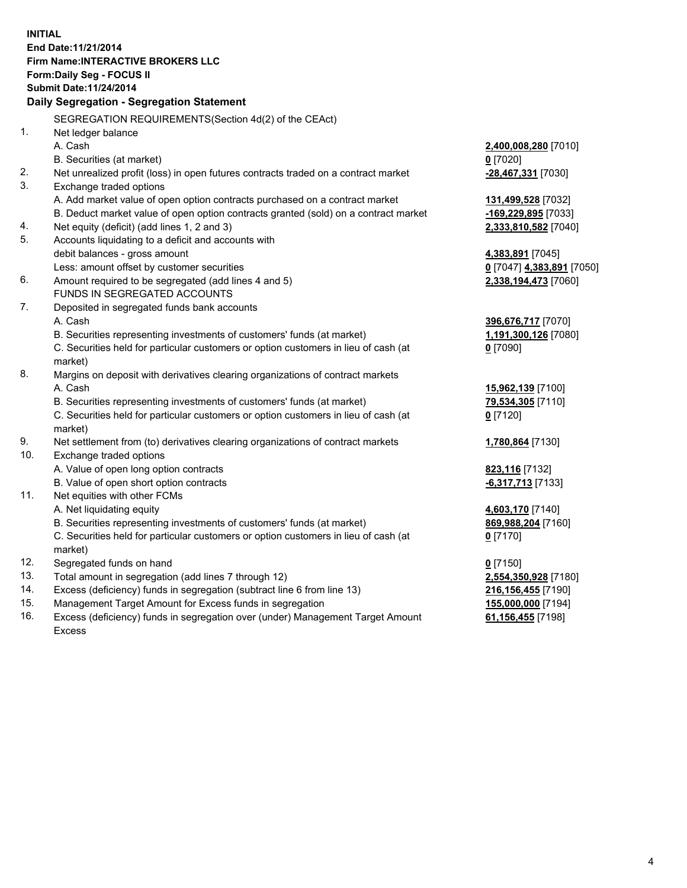**INITIAL**
**End Date:11/21/2014**
**Firm Name:INTERACTIVE BROKERS LLC**
**Form:Daily Seg - FOCUS II**
**Submit Date:11/24/2014**

## Daily Segregation - Segregation Statement

SEGREGATION REQUIREMENTS(Section 4d(2) of the CEAct)

| | | |
|---|---|---|
| 1. | Net ledger balance | |
| | A. Cash | **2,400,008,280** [7010] |
| | B. Securities (at market) | **0** [7020] |
| 2. | Net unrealized profit (loss) in open futures contracts traded on a contract market | **-28,467,331** [7030] |
| 3. | Exchange traded options | |
| | A. Add market value of open option contracts purchased on a contract market | **131,499,528** [7032] |
| | B. Deduct market value of open option contracts granted (sold) on a contract market | **-169,229,895** [7033] |
| 4. | Net equity (deficit) (add lines 1, 2 and 3) | **2,333,810,582** [7040] |
| 5. | Accounts liquidating to a deficit and accounts with | |
| | debit balances - gross amount | **4,383,891** [7045] |
| | Less: amount offset by customer securities | **0** [7047] **4,383,891** [7050] |
| 6. | Amount required to be segregated (add lines 4 and 5) | **2,338,194,473** [7060] |
| | FUNDS IN SEGREGATED ACCOUNTS | |
| 7. | Deposited in segregated funds bank accounts | |
| | A. Cash | **396,676,717** [7070] |
| | B. Securities representing investments of customers' funds (at market) | **1,191,300,126** [7080] |
| | C. Securities held for particular customers or option customers in lieu of cash (at market) | **0** [7090] |
| 8. | Margins on deposit with derivatives clearing organizations of contract markets | |
| | A. Cash | **15,962,139** [7100] |
| | B. Securities representing investments of customers' funds (at market) | **79,534,305** [7110] |
| | C. Securities held for particular customers or option customers in lieu of cash (at market) | **0** [7120] |
| 9. | Net settlement from (to) derivatives clearing organizations of contract markets | **1,780,864** [7130] |
| 10. | Exchange traded options | |
| | A. Value of open long option contracts | **823,116** [7132] |
| | B. Value of open short option contracts | **-6,317,713** [7133] |
| 11. | Net equities with other FCMs | |
| | A. Net liquidating equity | **4,603,170** [7140] |
| | B. Securities representing investments of customers' funds (at market) | **869,988,204** [7160] |
| | C. Securities held for particular customers or option customers in lieu of cash (at market) | **0** [7170] |
| 12. | Segregated funds on hand | **0** [7150] |
| 13. | Total amount in segregation (add lines 7 through 12) | **2,554,350,928** [7180] |
| 14. | Excess (deficiency) funds in segregation (subtract line 6 from line 13) | **216,156,455** [7190] |
| 15. | Management Target Amount for Excess funds in segregation | **155,000,000** [7194] |
| 16. | Excess (deficiency) funds in segregation over (under) Management Target Amount Excess | **61,156,455** [7198] |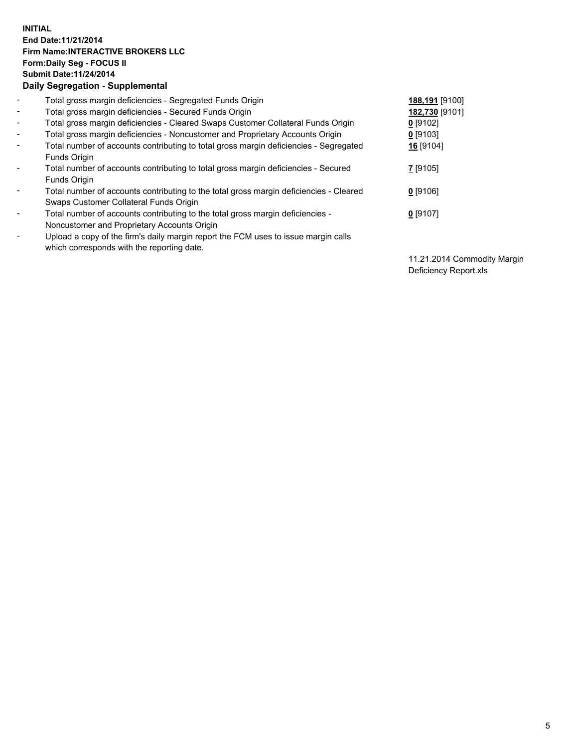**INITIAL**
**End Date:11/21/2014**
**Firm Name:INTERACTIVE BROKERS LLC**
**Form:Daily Seg - FOCUS II**
**Submit Date:11/24/2014**

## Daily Segregation - Supplemental

| | | |
|---|---|---|
| - | Total gross margin deficiencies - Segregated Funds Origin | **188,191** [9100] |
| - | Total gross margin deficiencies - Secured Funds Origin | **182,730** [9101] |
| - | Total gross margin deficiencies - Cleared Swaps Customer Collateral Funds Origin | **0** [9102] |
| - | Total gross margin deficiencies - Noncustomer and Proprietary Accounts Origin | **0** [9103] |
| - | Total number of accounts contributing to total gross margin deficiencies - Segregated Funds Origin | **16** [9104] |
| - | Total number of accounts contributing to total gross margin deficiencies - Secured Funds Origin | **7** [9105] |
| - | Total number of accounts contributing to the total gross margin deficiencies - Cleared Swaps Customer Collateral Funds Origin | **0** [9106] |
| - | Total number of accounts contributing to the total gross margin deficiencies - Noncustomer and Proprietary Accounts Origin | **0** [9107] |
| - | Upload a copy of the firm's daily margin report the FCM uses to issue margin calls which corresponds with the reporting date. | 11.21.2014 Commodity Margin Deficiency Report.xls |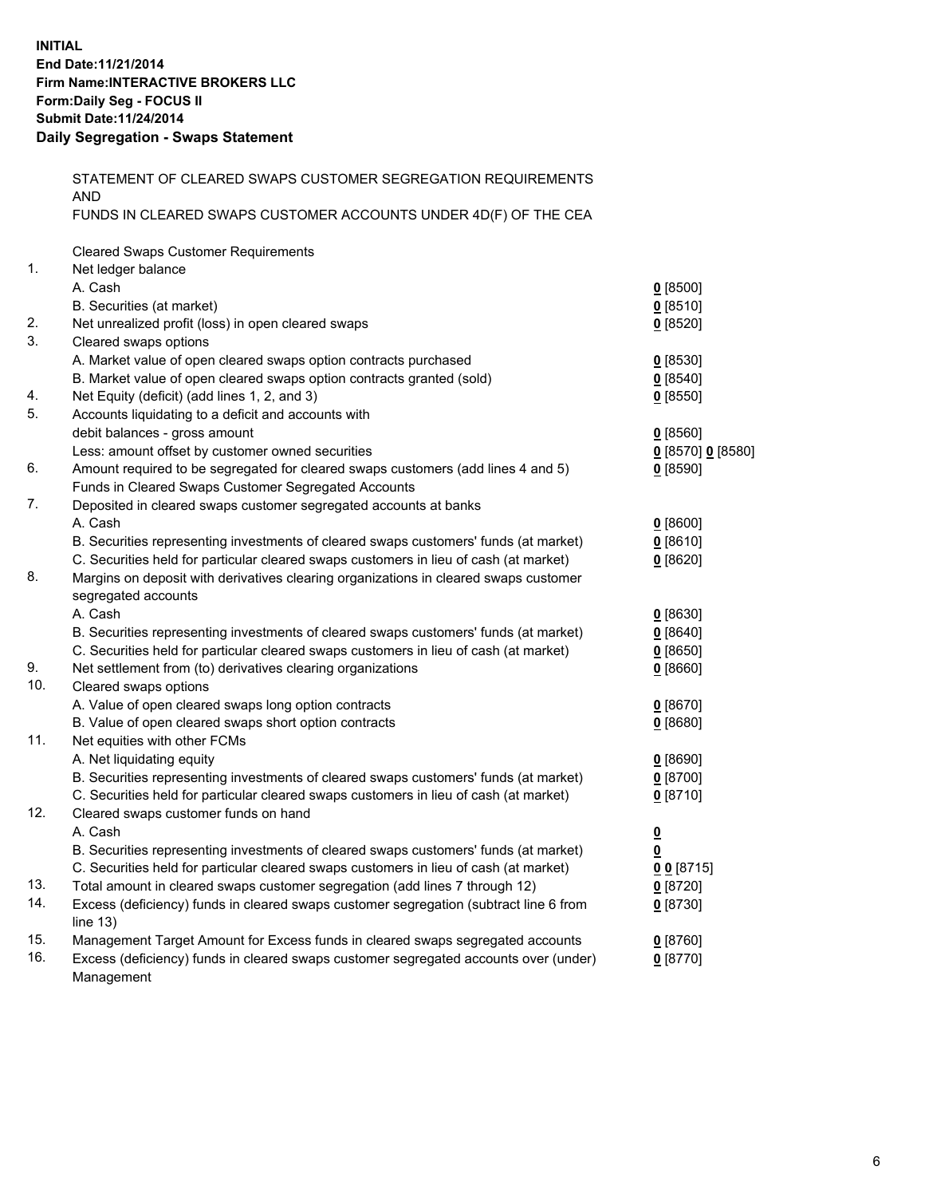**INITIAL**
**End Date:11/21/2014**
**Firm Name:INTERACTIVE BROKERS LLC**
**Form:Daily Seg - FOCUS II**
**Submit Date:11/24/2014**
**Daily Segregation - Swaps Statement**

STATEMENT OF CLEARED SWAPS CUSTOMER SEGREGATION REQUIREMENTS AND
FUNDS IN CLEARED SWAPS CUSTOMER ACCOUNTS UNDER 4D(F) OF THE CEA

| | | |
|---|---|---|
| | Cleared Swaps Customer Requirements | |
| 1. | Net ledger balance | |
| | A. Cash | 0 [8500] |
| | B. Securities (at market) | 0 [8510] |
| 2. | Net unrealized profit (loss) in open cleared swaps | 0 [8520] |
| 3. | Cleared swaps options | |
| | A. Market value of open cleared swaps option contracts purchased | 0 [8530] |
| | B. Market value of open cleared swaps option contracts granted (sold) | 0 [8540] |
| 4. | Net Equity (deficit) (add lines 1, 2, and 3) | 0 [8550] |
| 5. | Accounts liquidating to a deficit and accounts with debit balances - gross amount | 0 [8560] |
| | Less: amount offset by customer owned securities | 0 [8570] 0 [8580] |
| 6. | Amount required to be segregated for cleared swaps customers (add lines 4 and 5) | 0 [8590] |
| | Funds in Cleared Swaps Customer Segregated Accounts | |
| 7. | Deposited in cleared swaps customer segregated accounts at banks | |
| | A. Cash | 0 [8600] |
| | B. Securities representing investments of cleared swaps customers' funds (at market) | 0 [8610] |
| | C. Securities held for particular cleared swaps customers in lieu of cash (at market) | 0 [8620] |
| 8. | Margins on deposit with derivatives clearing organizations in cleared swaps customer segregated accounts | |
| | A. Cash | 0 [8630] |
| | B. Securities representing investments of cleared swaps customers' funds (at market) | 0 [8640] |
| | C. Securities held for particular cleared swaps customers in lieu of cash (at market) | 0 [8650] |
| 9. | Net settlement from (to) derivatives clearing organizations | 0 [8660] |
| 10. | Cleared swaps options | |
| | A. Value of open cleared swaps long option contracts | 0 [8670] |
| | B. Value of open cleared swaps short option contracts | 0 [8680] |
| 11. | Net equities with other FCMs | |
| | A. Net liquidating equity | 0 [8690] |
| | B. Securities representing investments of cleared swaps customers' funds (at market) | 0 [8700] |
| | C. Securities held for particular cleared swaps customers in lieu of cash (at market) | 0 [8710] |
| 12. | Cleared swaps customer funds on hand | |
| | A. Cash | 0 |
| | B. Securities representing investments of cleared swaps customers' funds (at market) | 0 |
| | C. Securities held for particular cleared swaps customers in lieu of cash (at market) | 0 0 [8715] |
| 13. | Total amount in cleared swaps customer segregation (add lines 7 through 12) | 0 [8720] |
| 14. | Excess (deficiency) funds in cleared swaps customer segregation (subtract line 6 from line 13) | 0 [8730] |
| 15. | Management Target Amount for Excess funds in cleared swaps segregated accounts | 0 [8760] |
| 16. | Excess (deficiency) funds in cleared swaps customer segregated accounts over (under) Management | 0 [8770] |